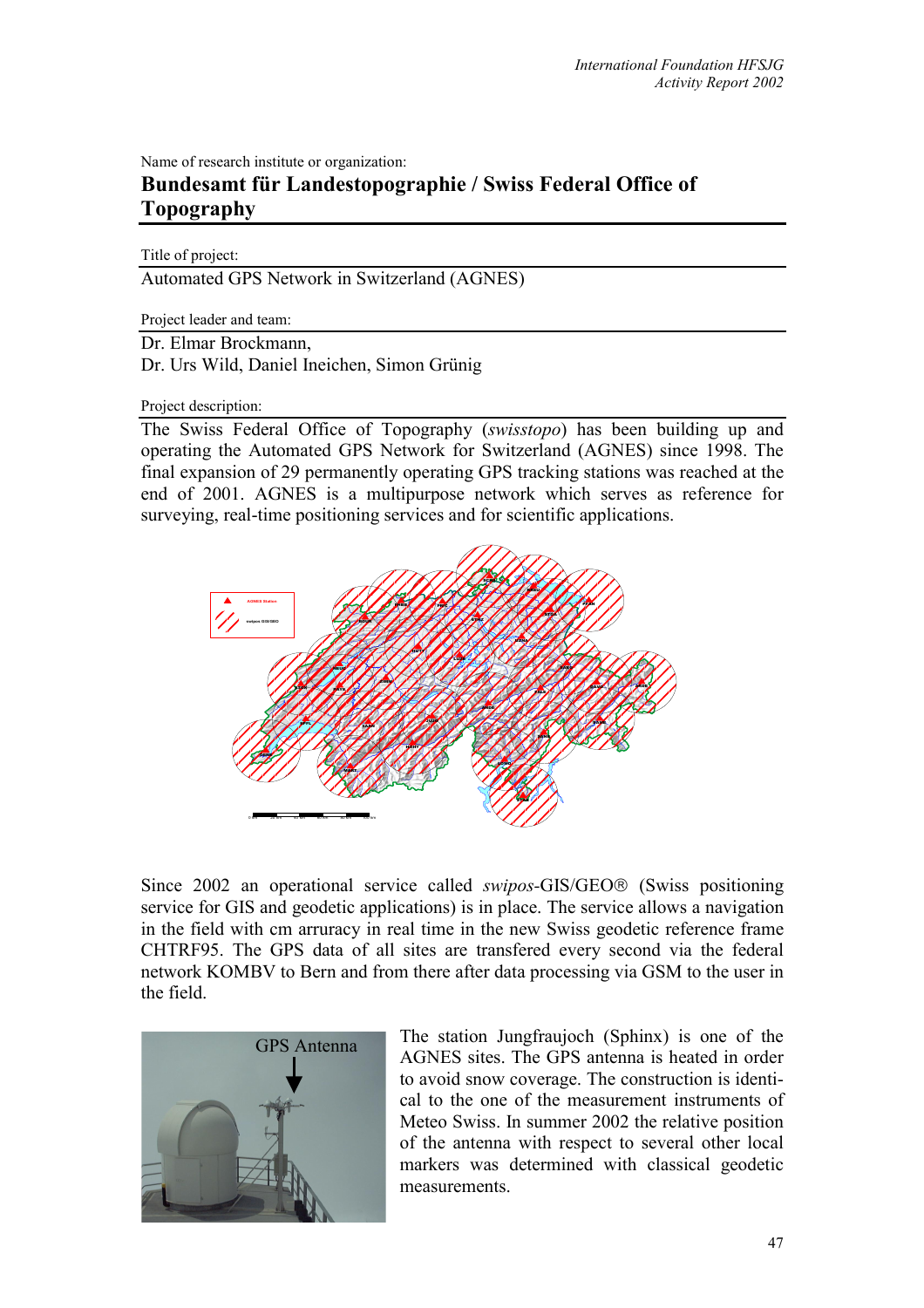Name of research institute or organization:

## Bundesamt für Landestopographie / Swiss Federal Office of Topography

Title of project:

Automated GPS Network in Switzerland (AGNES)

Project leader and team:

Dr. Elmar Brockmann,
Dr. Urs Wild, Daniel Ineichen, Simon Grünig

Project description:

The Swiss Federal Office of Topography (*swisstopo*) has been building up and operating the Automated GPS Network for Switzerland (AGNES) since 1998. The final expansion of 29 permanently operating GPS tracking stations was reached at the end of 2001. AGNES is a multipurpose network which serves as reference for surveying, real-time positioning services and for scientific applications.

Since 2002 an operational service called *swipos*-GIS/GEO® (Swiss positioning service for GIS and geodetic applications) is in place. The service allows a navigation in the field with cm arrurancy in real time in the new Swiss geodetic reference frame CHTRF95. The GPS data of all sites are transfered every second via the federal network KOMBV to Bern and from there after data processing via GSM to the user in the field.

The station Jungfraujoch (Sphinx) is one of the AGNES sites. The GPS antenna is heated in order to avoid snow coverage. The construction is identical to the one of the measurement instruments of Meteo Swiss. In summer 2002 the relative position of the antenna with respect to several other local markers was determined with classical geodetic measurements.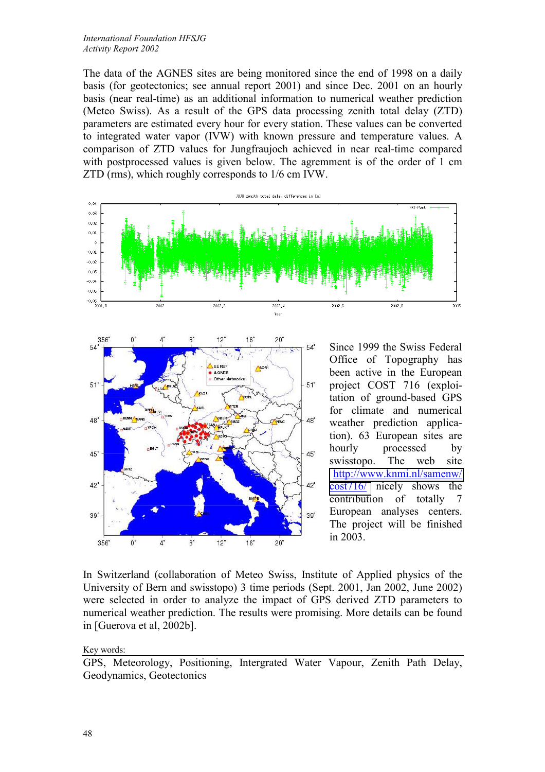The data of the AGNES sites are being monitored since the end of 1998 on a daily basis (for geotectonics; see annual report 2001) and since Dec. 2001 on an hourly basis (near real-time) as an additional information to numerical weather prediction (Meteo Swiss). As a result of the GPS data processing zenith total delay (ZTD) parameters are estimated every hour for every station. These values can be converted to integrated water vapor (IVW) with known pressure and temperature values. A comparison of ZTD values for Jungfraujoch achieved in near real-time compared with postprocessed values is given below. The agrmement is of the order of 1 cm ZTD (rms), which roughly corresponds to 1/6 cm IVW.

Since 1999 the Swiss Federal Office of Topography has been active in the European project COST 716 (exploitation of ground-based GPS for climate and numerical weather prediction applications). 63 European sites are hourly processed by swisstopo. The web site http://www.knmi.nl/samenw/cost716/ nicely shows the contribution of totally 7 European analyses centers. The project will be finished in 2003.

In Switzerland (collaboration of Meteo Swiss, Institute of Applied physics of the University of Bern and swisstopo) 3 time periods (Sept. 2001, Jan 2002, June 2002) were selected in order to analyze the impact of GPS derived ZTD parameters to numerical weather prediction. The results were promising. More details can be found in [Guerova et al, 2002b].

Key words:

GPS, Meteorology, Positioning, Intergrated Water Vapour, Zenith Path Delay, Geodynamics, Geotectonics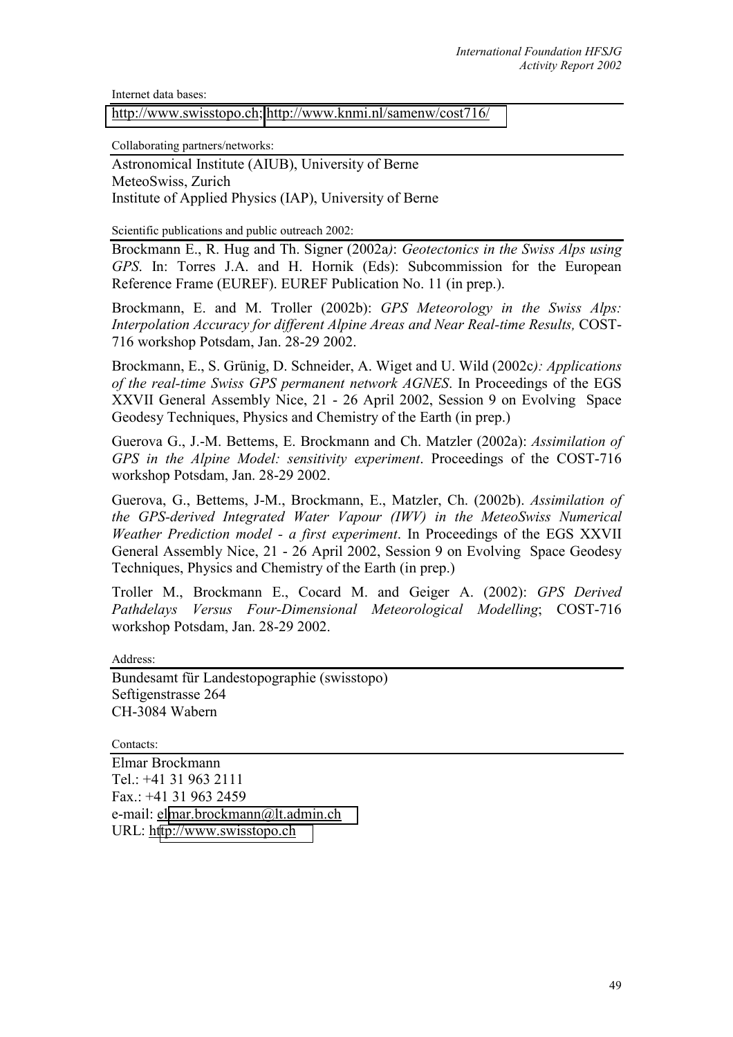Internet data bases:

http://www.swisstopo.ch; http://www.knmi.nl/samenw/cost716/

Collaborating partners/networks:

Astronomical Institute (AIUB), University of Berne
MeteoSwiss, Zurich
Institute of Applied Physics (IAP), University of Berne

Scientific publications and public outreach 2002:

Brockmann E., R. Hug and Th. Signer (2002a): *Geotectonics in the Swiss Alps using GPS*. In: Torres J.A. and H. Hornik (Eds): Subcommission for the European Reference Frame (EUREF). EUREF Publication No. 11 (in prep.).

Brockmann, E. and M. Troller (2002b): *GPS Meteorology in the Swiss Alps: Interpolation Accuracy for different Alpine Areas and Near Real-time Results,* COST-716 workshop Potsdam, Jan. 28-29 2002.

Brockmann, E., S. Grünig, D. Schneider, A. Wiget and U. Wild (2002c*): Applications of the real-time Swiss GPS permanent network AGNES*. In Proceedings of the EGS XXVII General Assembly Nice, 21 - 26 April 2002, Session 9 on Evolving Space Geodesy Techniques, Physics and Chemistry of the Earth (in prep.)

Guerova G., J.-M. Bettems, E. Brockmann and Ch. Matzler (2002a): *Assimilation of GPS in the Alpine Model: sensitivity experiment*. Proceedings of the COST-716 workshop Potsdam, Jan. 28-29 2002.

Guerova, G., Bettems, J-M., Brockmann, E., Matzler, Ch. (2002b). *Assimilation of the GPS-derived Integrated Water Vapour (IWV) in the MeteoSwiss Numerical Weather Prediction model - a first experiment*. In Proceedings of the EGS XXVII General Assembly Nice, 21 - 26 April 2002, Session 9 on Evolving Space Geodesy Techniques, Physics and Chemistry of the Earth (in prep.)

Troller M., Brockmann E., Cocard M. and Geiger A. (2002): *GPS Derived Pathdelays Versus Four-Dimensional Meteorological Modelling*; COST-716 workshop Potsdam, Jan. 28-29 2002.

Address:

Bundesamt für Landestopographie (swisstopo)
Seftigenstrasse 264
CH-3084 Wabern

Contacts:

Elmar Brockmann
Tel.: +41 31 963 2111
Fax.: +41 31 963 2459
e-mail: elmar.brockmann@lt.admin.ch
URL: http://www.swisstopo.ch